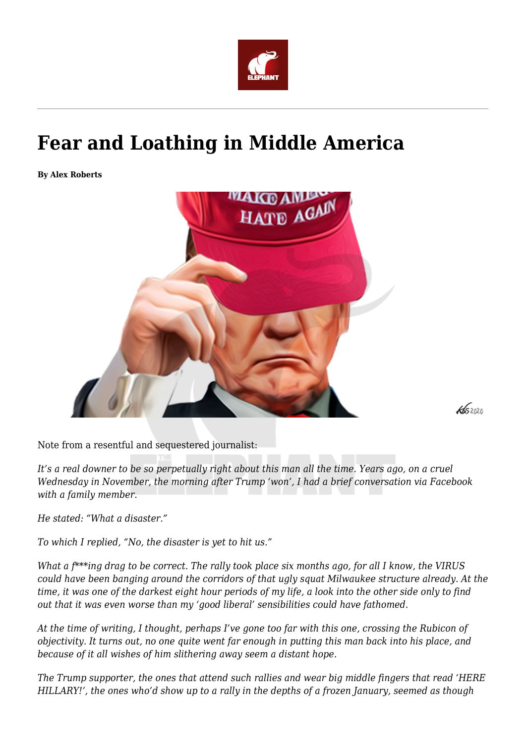# Fear and Loathing in Middle America

**By Alex Roberts**

Note from a resentful and sequestered journalist:

*It's a real downer to be so perpetually right about this man all the time. Years ago, on a cruel Wednesday in November, the morning after Trump 'won', I had a brief conversation via Facebook with a family member.*

*He stated: "What a disaster."*

*To which I replied, "No, the disaster is yet to hit us."*

*What a f\*\*\*ing drag to be correct. The rally took place six months ago, for all I know, the VIRUS could have been banging around the corridors of that ugly squat Milwaukee structure already. At the time, it was one of the darkest eight hour periods of my life, a look into the other side only to find out that it was even worse than my 'good liberal' sensibilities could have fathomed.*

*At the time of writing, I thought, perhaps I've gone too far with this one, crossing the Rubicon of objectivity. It turns out, no one quite went far enough in putting this man back into his place, and because of it all wishes of him slithering away seem a distant hope.*

*The Trump supporter, the ones that attend such rallies and wear big middle fingers that read 'HERE HILLARY!', the ones who'd show up to a rally in the depths of a frozen January, seemed as though*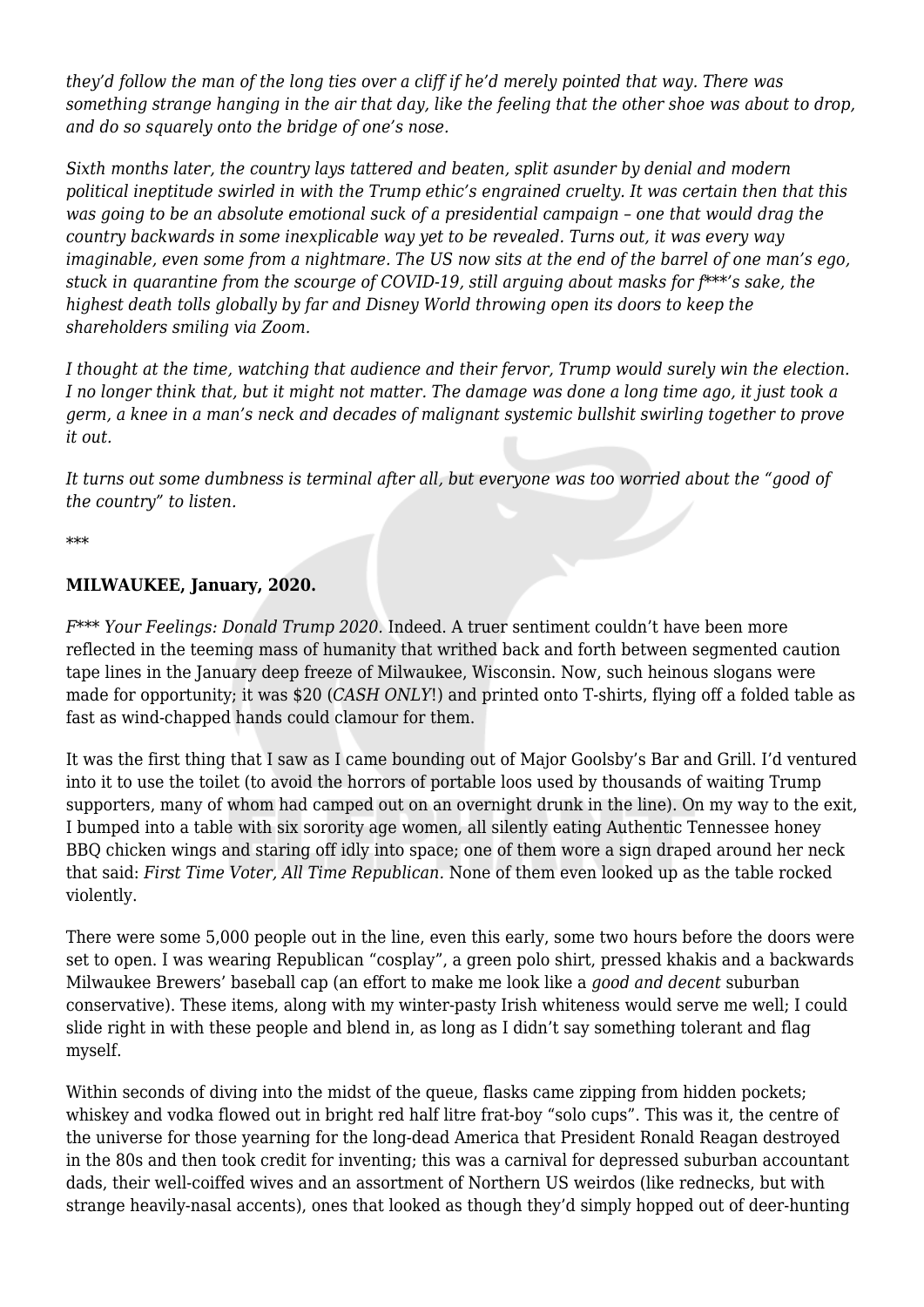*they'd follow the man of the long ties over a cliff if he'd merely pointed that way. There was something strange hanging in the air that day, like the feeling that the other shoe was about to drop, and do so squarely onto the bridge of one's nose.*

*Sixth months later, the country lays tattered and beaten, split asunder by denial and modern political ineptitude swirled in with the Trump ethic's engrained cruelty. It was certain then that this was going to be an absolute emotional suck of a presidential campaign – one that would drag the country backwards in some inexplicable way yet to be revealed. Turns out, it was every way imaginable, even some from a nightmare. The US now sits at the end of the barrel of one man's ego, stuck in quarantine from the scourge of COVID-19, still arguing about masks for f***'s sake, the highest death tolls globally by far and Disney World throwing open its doors to keep the shareholders smiling via Zoom.*

*I thought at the time, watching that audience and their fervor, Trump would surely win the election. I no longer think that, but it might not matter. The damage was done a long time ago, it just took a germ, a knee in a man's neck and decades of malignant systemic bullshit swirling together to prove it out.*

*It turns out some dumbness is terminal after all, but everyone was too worried about the "good of the country" to listen.*

***

**MILWAUKEE, January, 2020.**

*F*** Your Feelings: Donald Trump 2020*. Indeed. A truer sentiment couldn't have been more reflected in the teeming mass of humanity that writhed back and forth between segmented caution tape lines in the January deep freeze of Milwaukee, Wisconsin. Now, such heinous slogans were made for opportunity; it was $20 (*CASH ONLY*!) and printed onto T-shirts, flying off a folded table as fast as wind-chapped hands could clamour for them.

It was the first thing that I saw as I came bounding out of Major Goolsby's Bar and Grill. I'd ventured into it to use the toilet (to avoid the horrors of portable loos used by thousands of waiting Trump supporters, many of whom had camped out on an overnight drunk in the line). On my way to the exit, I bumped into a table with six sorority age women, all silently eating Authentic Tennessee honey BBQ chicken wings and staring off idly into space; one of them wore a sign draped around her neck that said: *First Time Voter, All Time Republican*. None of them even looked up as the table rocked violently.

There were some 5,000 people out in the line, even this early, some two hours before the doors were set to open. I was wearing Republican "cosplay", a green polo shirt, pressed khakis and a backwards Milwaukee Brewers' baseball cap (an effort to make me look like a *good and decent* suburban conservative). These items, along with my winter-pasty Irish whiteness would serve me well; I could slide right in with these people and blend in, as long as I didn't say something tolerant and flag myself.

Within seconds of diving into the midst of the queue, flasks came zipping from hidden pockets; whiskey and vodka flowed out in bright red half litre frat-boy "solo cups". This was it, the centre of the universe for those yearning for the long-dead America that President Ronald Reagan destroyed in the 80s and then took credit for inventing; this was a carnival for depressed suburban accountant dads, their well-coiffed wives and an assortment of Northern US weirdos (like rednecks, but with strange heavily-nasal accents), ones that looked as though they'd simply hopped out of deer-hunting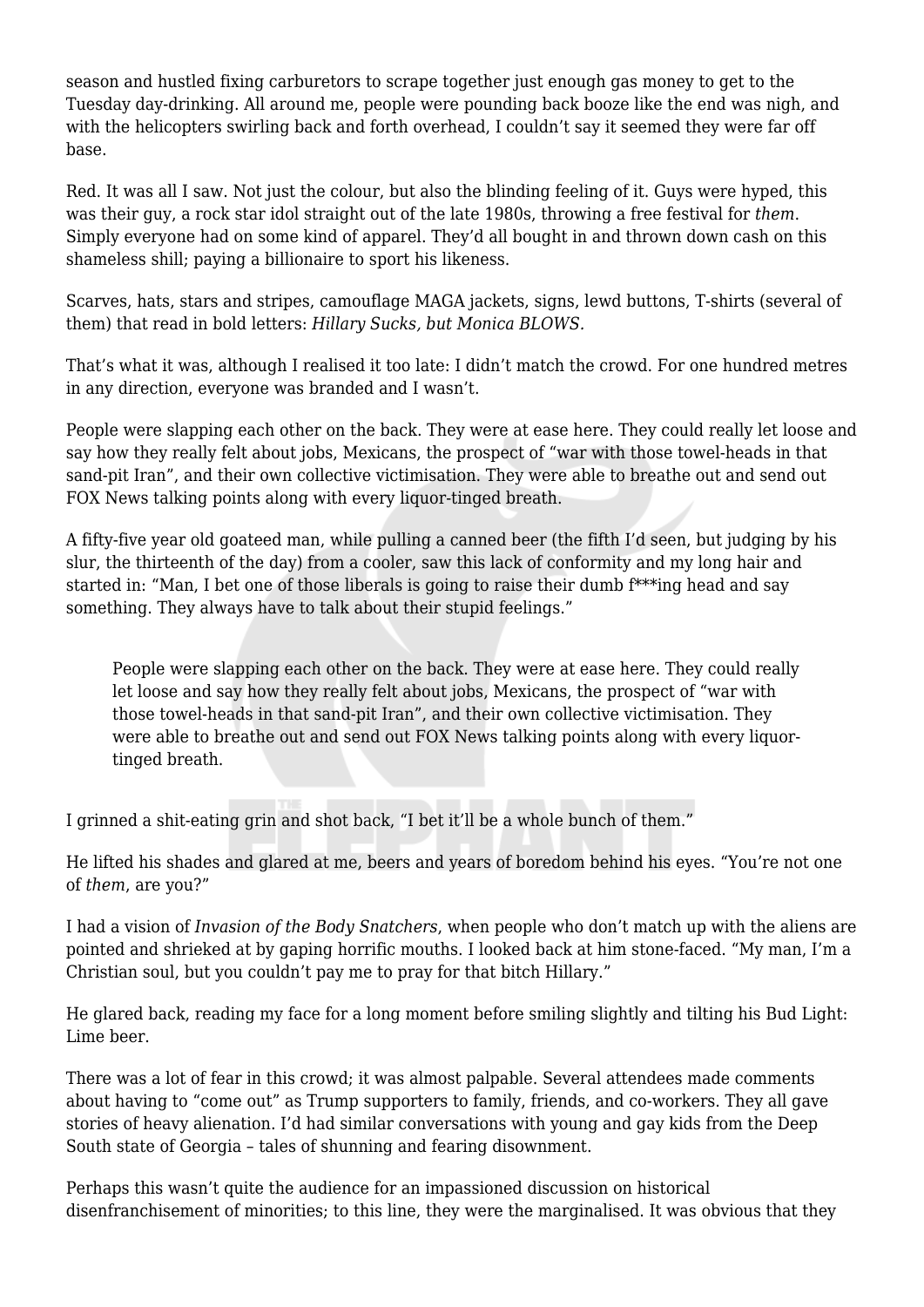season and hustled fixing carburetors to scrape together just enough gas money to get to the Tuesday day-drinking. All around me, people were pounding back booze like the end was nigh, and with the helicopters swirling back and forth overhead, I couldn't say it seemed they were far off base.

Red. It was all I saw. Not just the colour, but also the blinding feeling of it. Guys were hyped, this was their guy, a rock star idol straight out of the late 1980s, throwing a free festival for *them*. Simply everyone had on some kind of apparel. They'd all bought in and thrown down cash on this shameless shill; paying a billionaire to sport his likeness.

Scarves, hats, stars and stripes, camouflage MAGA jackets, signs, lewd buttons, T-shirts (several of them) that read in bold letters: *Hillary Sucks, but Monica BLOWS.*

That's what it was, although I realised it too late: I didn't match the crowd. For one hundred metres in any direction, everyone was branded and I wasn't.

People were slapping each other on the back. They were at ease here. They could really let loose and say how they really felt about jobs, Mexicans, the prospect of "war with those towel-heads in that sand-pit Iran", and their own collective victimisation. They were able to breathe out and send out FOX News talking points along with every liquor-tinged breath.

A fifty-five year old goateed man, while pulling a canned beer (the fifth I'd seen, but judging by his slur, the thirteenth of the day) from a cooler, saw this lack of conformity and my long hair and started in: "Man, I bet one of those liberals is going to raise their dumb f***ing head and say something. They always have to talk about their stupid feelings."

> People were slapping each other on the back. They were at ease here. They could really let loose and say how they really felt about jobs, Mexicans, the prospect of "war with those towel-heads in that sand-pit Iran", and their own collective victimisation. They were able to breathe out and send out FOX News talking points along with every liquor-tinged breath.

I grinned a shit-eating grin and shot back, "I bet it'll be a whole bunch of them."

He lifted his shades and glared at me, beers and years of boredom behind his eyes. "You're not one of *them*, are you?"

I had a vision of *Invasion of the Body Snatchers*, when people who don't match up with the aliens are pointed and shrieked at by gaping horrific mouths. I looked back at him stone-faced. "My man, I'm a Christian soul, but you couldn't pay me to pray for that bitch Hillary."

He glared back, reading my face for a long moment before smiling slightly and tilting his Bud Light: Lime beer.

There was a lot of fear in this crowd; it was almost palpable. Several attendees made comments about having to "come out" as Trump supporters to family, friends, and co-workers. They all gave stories of heavy alienation. I'd had similar conversations with young and gay kids from the Deep South state of Georgia – tales of shunning and fearing disownment.

Perhaps this wasn't quite the audience for an impassioned discussion on historical disenfranchisement of minorities; to this line, they were the marginalised. It was obvious that they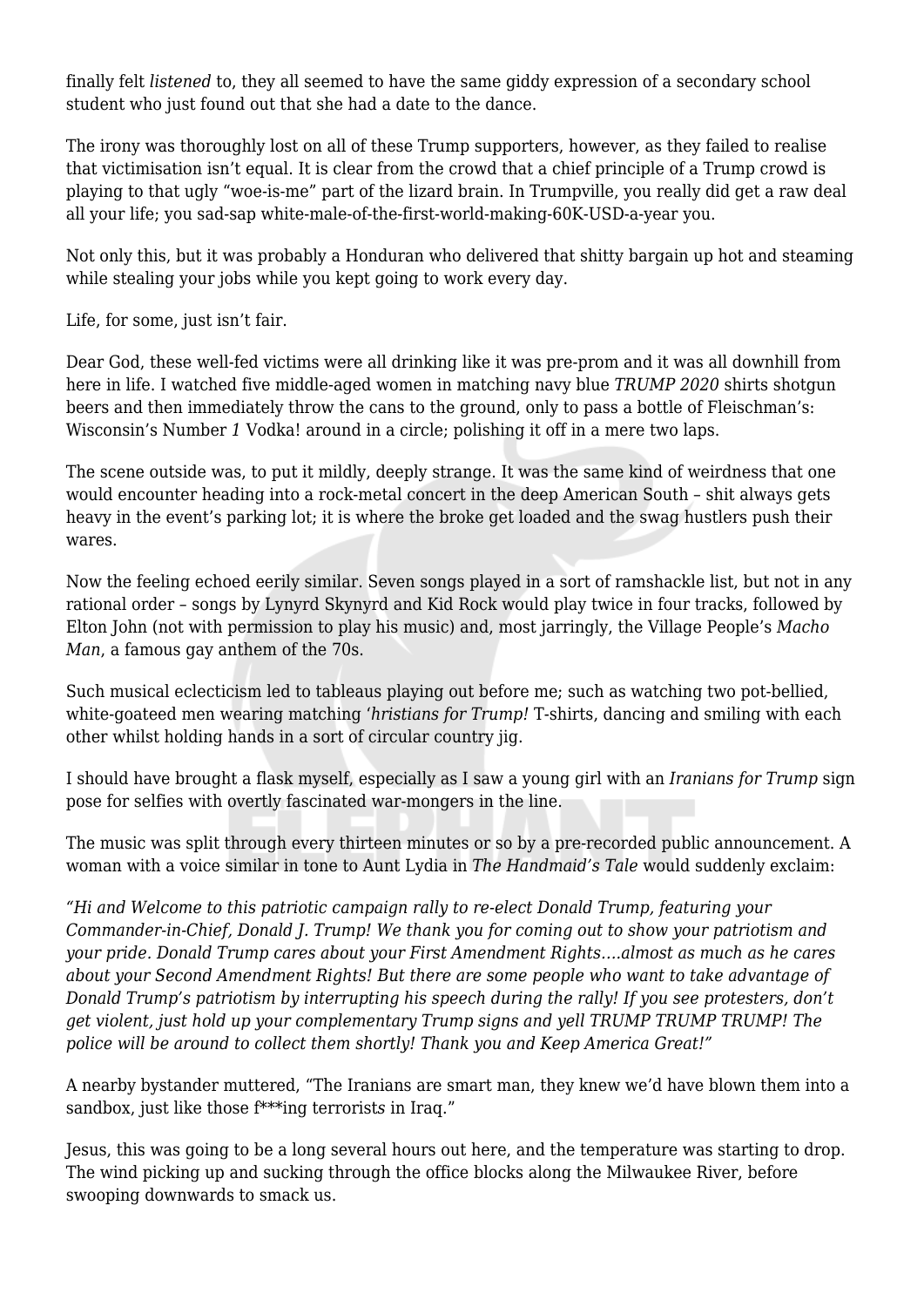finally felt *listened* to, they all seemed to have the same giddy expression of a secondary school student who just found out that she had a date to the dance.

The irony was thoroughly lost on all of these Trump supporters, however, as they failed to realise that victimisation isn't equal. It is clear from the crowd that a chief principle of a Trump crowd is playing to that ugly "woe-is-me" part of the lizard brain. In Trumpville, you really did get a raw deal all your life; you sad-sap white-male-of-the-first-world-making-60K-USD-a-year you.

Not only this, but it was probably a Honduran who delivered that shitty bargain up hot and steaming while stealing your jobs while you kept going to work every day.

Life, for some, just isn't fair.

Dear God, these well-fed victims were all drinking like it was pre-prom and it was all downhill from here in life. I watched five middle-aged women in matching navy blue *TRUMP 2020* shirts shotgun beers and then immediately throw the cans to the ground, only to pass a bottle of Fleischman's: Wisconsin's Number *1* Vodka! around in a circle; polishing it off in a mere two laps.

The scene outside was, to put it mildly, deeply strange. It was the same kind of weirdness that one would encounter heading into a rock-metal concert in the deep American South – shit always gets heavy in the event's parking lot; it is where the broke get loaded and the swag hustlers push their wares.

Now the feeling echoed eerily similar. Seven songs played in a sort of ramshackle list, but not in any rational order – songs by Lynyrd Skynyrd and Kid Rock would play twice in four tracks, followed by Elton John (not with permission to play his music) and, most jarringly, the Village People's *Macho Man*, a famous gay anthem of the 70s.

Such musical eclecticism led to tableaus playing out before me; such as watching two pot-bellied, white-goateed men wearing matching '*hristians for Trump!* T-shirts, dancing and smiling with each other whilst holding hands in a sort of circular country jig.

I should have brought a flask myself, especially as I saw a young girl with an *Iranians for Trump* sign pose for selfies with overtly fascinated war-mongers in the line.

The music was split through every thirteen minutes or so by a pre-recorded public announcement. A woman with a voice similar in tone to Aunt Lydia in *The Handmaid's Tale* would suddenly exclaim:

*"Hi and Welcome to this patriotic campaign rally to re-elect Donald Trump, featuring your Commander-in-Chief, Donald J. Trump! We thank you for coming out to show your patriotism and your pride. Donald Trump cares about your First Amendment Rights….almost as much as he cares about your Second Amendment Rights! But there are some people who want to take advantage of Donald Trump's patriotism by interrupting his speech during the rally! If you see protesters, don't get violent, just hold up your complementary Trump signs and yell TRUMP TRUMP TRUMP! The police will be around to collect them shortly! Thank you and Keep America Great!"*

A nearby bystander muttered, "The Iranians are smart man, they knew we'd have blown them into a sandbox, just like those f***ing terrorists in Iraq."

Jesus, this was going to be a long several hours out here, and the temperature was starting to drop. The wind picking up and sucking through the office blocks along the Milwaukee River, before swooping downwards to smack us.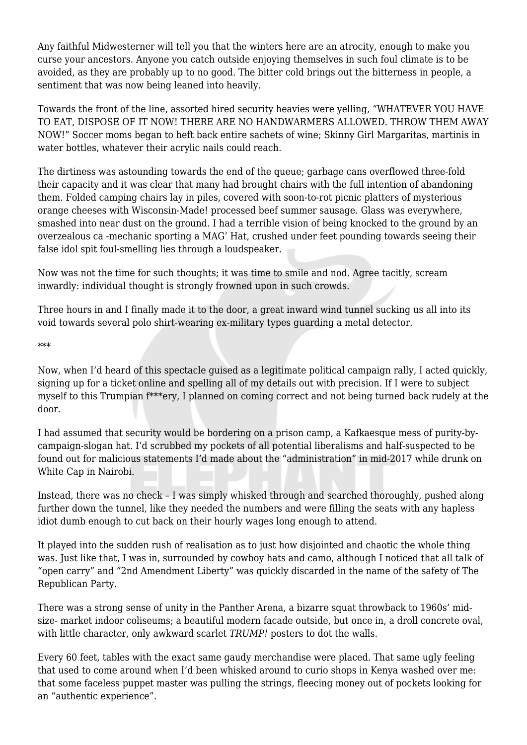Any faithful Midwesterner will tell you that the winters here are an atrocity, enough to make you curse your ancestors. Anyone you catch outside enjoying themselves in such foul climate is to be avoided, as they are probably up to no good. The bitter cold brings out the bitterness in people, a sentiment that was now being leaned into heavily.

Towards the front of the line, assorted hired security heavies were yelling, "WHATEVER YOU HAVE TO EAT, DISPOSE OF IT NOW! THERE ARE NO HANDWARMERS ALLOWED. THROW THEM AWAY NOW!" Soccer moms began to heft back entire sachets of wine; Skinny Girl Margaritas, martinis in water bottles, whatever their acrylic nails could reach.

The dirtiness was astounding towards the end of the queue; garbage cans overflowed three-fold their capacity and it was clear that many had brought chairs with the full intention of abandoning them. Folded camping chairs lay in piles, covered with soon-to-rot picnic platters of mysterious orange cheeses with Wisconsin-Made! processed beef summer sausage. Glass was everywhere, smashed into near dust on the ground. I had a terrible vision of being knocked to the ground by an overzealous ca -mechanic sporting a MAG' Hat, crushed under feet pounding towards seeing their false idol spit foul-smelling lies through a loudspeaker.

Now was not the time for such thoughts; it was time to smile and nod. Agree tacitly, scream inwardly: individual thought is strongly frowned upon in such crowds.

Three hours in and I finally made it to the door, a great inward wind tunnel sucking us all into its void towards several polo shirt-wearing ex-military types guarding a metal detector.

\*\*\*

Now, when I'd heard of this spectacle guised as a legitimate political campaign rally, I acted quickly, signing up for a ticket online and spelling all of my details out with precision. If I were to subject myself to this Trumpian f\*\*\*ery, I planned on coming correct and not being turned back rudely at the door.

I had assumed that security would be bordering on a prison camp, a Kafkaesque mess of purity-by-campaign-slogan hat. I'd scrubbed my pockets of all potential liberalisms and half-suspected to be found out for malicious statements I'd made about the "administration" in mid-2017 while drunk on White Cap in Nairobi.

Instead, there was no check – I was simply whisked through and searched thoroughly, pushed along further down the tunnel, like they needed the numbers and were filling the seats with any hapless idiot dumb enough to cut back on their hourly wages long enough to attend.

It played into the sudden rush of realisation as to just how disjointed and chaotic the whole thing was. Just like that, I was in, surrounded by cowboy hats and camo, although I noticed that all talk of "open carry" and "2nd Amendment Liberty" was quickly discarded in the name of the safety of The Republican Party.

There was a strong sense of unity in the Panther Arena, a bizarre squat throwback to 1960s' mid-size- market indoor coliseums; a beautiful modern facade outside, but once in, a droll concrete oval, with little character, only awkward scarlet *TRUMP!* posters to dot the walls.

Every 60 feet, tables with the exact same gaudy merchandise were placed. That same ugly feeling that used to come around when I'd been whisked around to curio shops in Kenya washed over me: that some faceless puppet master was pulling the strings, fleecing money out of pockets looking for an "authentic experience".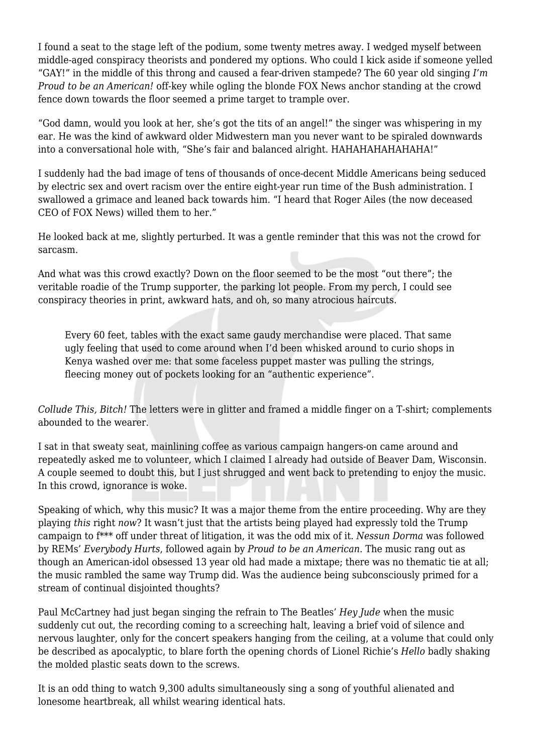I found a seat to the stage left of the podium, some twenty metres away. I wedged myself between middle-aged conspiracy theorists and pondered my options. Who could I kick aside if someone yelled "GAY!" in the middle of this throng and caused a fear-driven stampede? The 60 year old singing *I'm Proud to be an American!* off-key while ogling the blonde FOX News anchor standing at the crowd fence down towards the floor seemed a prime target to trample over.

"God damn, would you look at her, she's got the tits of an angel!" the singer was whispering in my ear. He was the kind of awkward older Midwestern man you never want to be spiraled downwards into a conversational hole with, "She's fair and balanced alright. HAHAHAHAHAHAHA!"

I suddenly had the bad image of tens of thousands of once-decent Middle Americans being seduced by electric sex and overt racism over the entire eight-year run time of the Bush administration. I swallowed a grimace and leaned back towards him. "I heard that Roger Ailes (the now deceased CEO of FOX News) willed them to her."

He looked back at me, slightly perturbed. It was a gentle reminder that this was not the crowd for sarcasm.

And what was this crowd exactly? Down on the floor seemed to be the most "out there"; the veritable roadie of the Trump supporter, the parking lot people. From my perch, I could see conspiracy theories in print, awkward hats, and oh, so many atrocious haircuts.

> Every 60 feet, tables with the exact same gaudy merchandise were placed. That same ugly feeling that used to come around when I'd been whisked around to curio shops in Kenya washed over me: that some faceless puppet master was pulling the strings, fleecing money out of pockets looking for an "authentic experience".

*Collude This, Bitch!* The letters were in glitter and framed a middle finger on a T-shirt; complements abounded to the wearer.

I sat in that sweaty seat, mainlining coffee as various campaign hangers-on came around and repeatedly asked me to volunteer, which I claimed I already had outside of Beaver Dam, Wisconsin. A couple seemed to doubt this, but I just shrugged and went back to pretending to enjoy the music. In this crowd, ignorance is woke.

Speaking of which, why this music? It was a major theme from the entire proceeding. Why are they playing *this* right *now*? It wasn't just that the artists being played had expressly told the Trump campaign to f*** off under threat of litigation, it was the odd mix of it. *Nessun Dorma* was followed by REMs' *Everybody Hurts*, followed again by *Proud to be an American*. The music rang out as though an American-idol obsessed 13 year old had made a mixtape; there was no thematic tie at all; the music rambled the same way Trump did. Was the audience being subconsciously primed for a stream of continual disjointed thoughts?

Paul McCartney had just began singing the refrain to The Beatles' *Hey Jude* when the music suddenly cut out, the recording coming to a screeching halt, leaving a brief void of silence and nervous laughter, only for the concert speakers hanging from the ceiling, at a volume that could only be described as apocalyptic, to blare forth the opening chords of Lionel Richie's *Hello* badly shaking the molded plastic seats down to the screws.

It is an odd thing to watch 9,300 adults simultaneously sing a song of youthful alienated and lonesome heartbreak, all whilst wearing identical hats.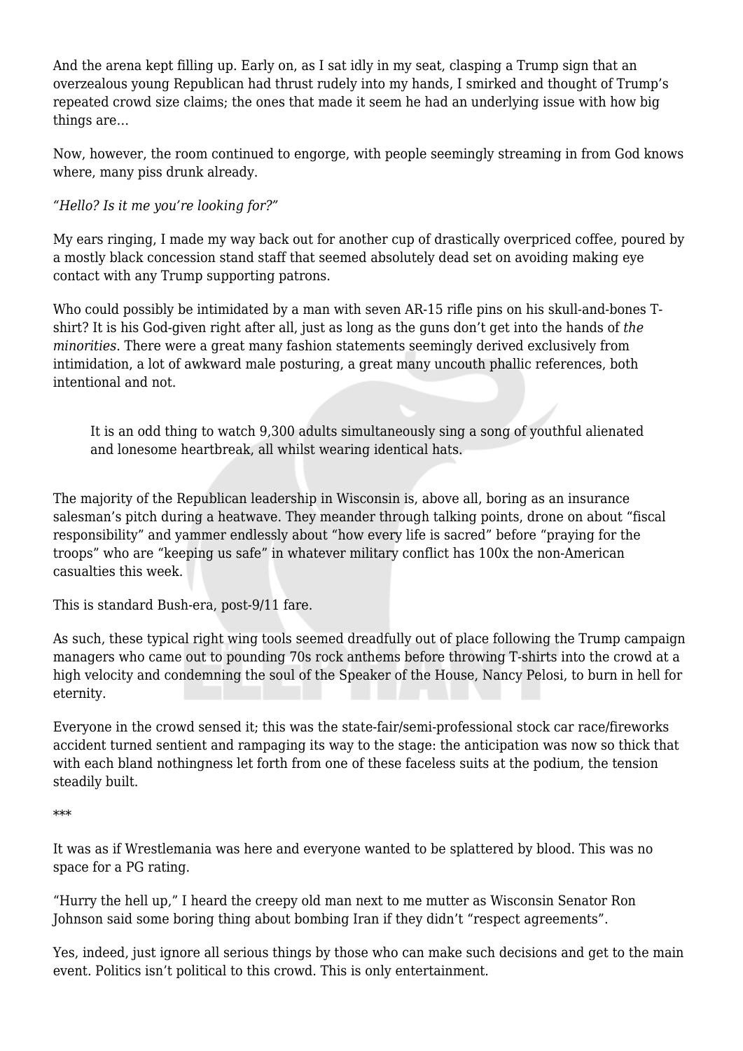And the arena kept filling up. Early on, as I sat idly in my seat, clasping a Trump sign that an overzealous young Republican had thrust rudely into my hands, I smirked and thought of Trump's repeated crowd size claims; the ones that made it seem he had an underlying issue with how big things are…

Now, however, the room continued to engorge, with people seemingly streaming in from God knows where, many piss drunk already.

*"Hello? Is it me you're looking for?"*

My ears ringing, I made my way back out for another cup of drastically overpriced coffee, poured by a mostly black concession stand staff that seemed absolutely dead set on avoiding making eye contact with any Trump supporting patrons.

Who could possibly be intimidated by a man with seven AR-15 rifle pins on his skull-and-bones T-shirt? It is his God-given right after all, just as long as the guns don't get into the hands of *the minorities*. There were a great many fashion statements seemingly derived exclusively from intimidation, a lot of awkward male posturing, a great many uncouth phallic references, both intentional and not.

> It is an odd thing to watch 9,300 adults simultaneously sing a song of youthful alienated and lonesome heartbreak, all whilst wearing identical hats.

The majority of the Republican leadership in Wisconsin is, above all, boring as an insurance salesman's pitch during a heatwave. They meander through talking points, drone on about "fiscal responsibility" and yammer endlessly about "how every life is sacred" before "praying for the troops" who are "keeping us safe" in whatever military conflict has 100x the non-American casualties this week.

This is standard Bush-era, post-9/11 fare.

As such, these typical right wing tools seemed dreadfully out of place following the Trump campaign managers who came out to pounding 70s rock anthems before throwing T-shirts into the crowd at a high velocity and condemning the soul of the Speaker of the House, Nancy Pelosi, to burn in hell for eternity.

Everyone in the crowd sensed it; this was the state-fair/semi-professional stock car race/fireworks accident turned sentient and rampaging its way to the stage: the anticipation was now so thick that with each bland nothingness let forth from one of these faceless suits at the podium, the tension steadily built.

***

It was as if Wrestlemania was here and everyone wanted to be splattered by blood. This was no space for a PG rating.

"Hurry the hell up," I heard the creepy old man next to me mutter as Wisconsin Senator Ron Johnson said some boring thing about bombing Iran if they didn't "respect agreements".

Yes, indeed, just ignore all serious things by those who can make such decisions and get to the main event. Politics isn't political to this crowd. This is only entertainment.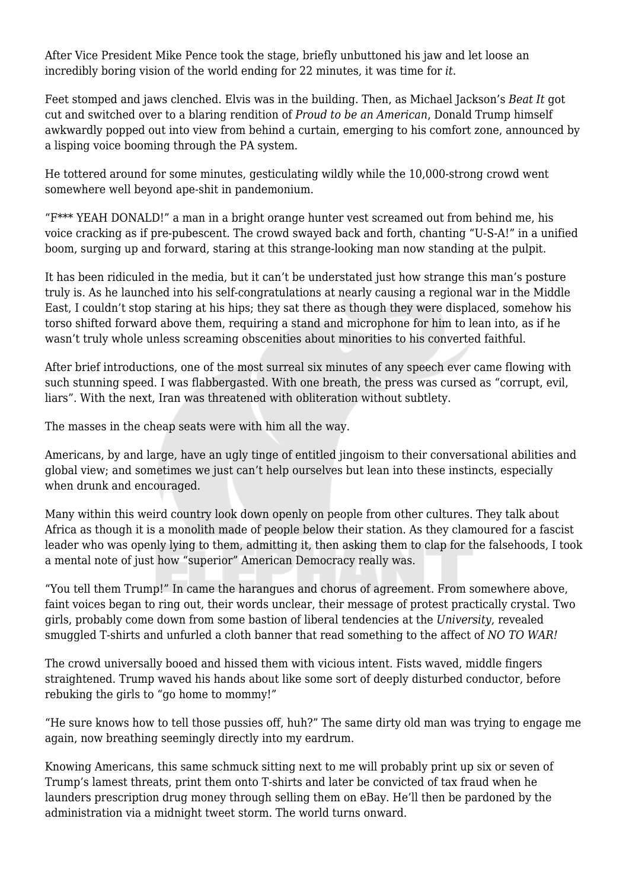After Vice President Mike Pence took the stage, briefly unbuttoned his jaw and let loose an incredibly boring vision of the world ending for 22 minutes, it was time for *it*.

Feet stomped and jaws clenched. Elvis was in the building. Then, as Michael Jackson's *Beat It* got cut and switched over to a blaring rendition of *Proud to be an American*, Donald Trump himself awkwardly popped out into view from behind a curtain, emerging to his comfort zone, announced by a lisping voice booming through the PA system.

He tottered around for some minutes, gesticulating wildly while the 10,000-strong crowd went somewhere well beyond ape-shit in pandemonium.

"F*** YEAH DONALD!" a man in a bright orange hunter vest screamed out from behind me, his voice cracking as if pre-pubescent. The crowd swayed back and forth, chanting "U-S-A!" in a unified boom, surging up and forward, staring at this strange-looking man now standing at the pulpit.

It has been ridiculed in the media, but it can't be understated just how strange this man's posture truly is. As he launched into his self-congratulations at nearly causing a regional war in the Middle East, I couldn't stop staring at his hips; they sat there as though they were displaced, somehow his torso shifted forward above them, requiring a stand and microphone for him to lean into, as if he wasn't truly whole unless screaming obscenities about minorities to his converted faithful.

After brief introductions, one of the most surreal six minutes of any speech ever came flowing with such stunning speed. I was flabbergasted. With one breath, the press was cursed as "corrupt, evil, liars". With the next, Iran was threatened with obliteration without subtlety.

The masses in the cheap seats were with him all the way.

Americans, by and large, have an ugly tinge of entitled jingoism to their conversational abilities and global view; and sometimes we just can't help ourselves but lean into these instincts, especially when drunk and encouraged.

Many within this weird country look down openly on people from other cultures. They talk about Africa as though it is a monolith made of people below their station. As they clamoured for a fascist leader who was openly lying to them, admitting it, then asking them to clap for the falsehoods, I took a mental note of just how "superior" American Democracy really was.

"You tell them Trump!" In came the harangues and chorus of agreement. From somewhere above, faint voices began to ring out, their words unclear, their message of protest practically crystal. Two girls, probably come down from some bastion of liberal tendencies at the *University*, revealed smuggled T-shirts and unfurled a cloth banner that read something to the affect of *NO TO WAR!*

The crowd universally booed and hissed them with vicious intent. Fists waved, middle fingers straightened. Trump waved his hands about like some sort of deeply disturbed conductor, before rebuking the girls to "go home to mommy!"

"He sure knows how to tell those pussies off, huh?" The same dirty old man was trying to engage me again, now breathing seemingly directly into my eardrum.

Knowing Americans, this same schmuck sitting next to me will probably print up six or seven of Trump's lamest threats, print them onto T-shirts and later be convicted of tax fraud when he launders prescription drug money through selling them on eBay. He'll then be pardoned by the administration via a midnight tweet storm. The world turns onward.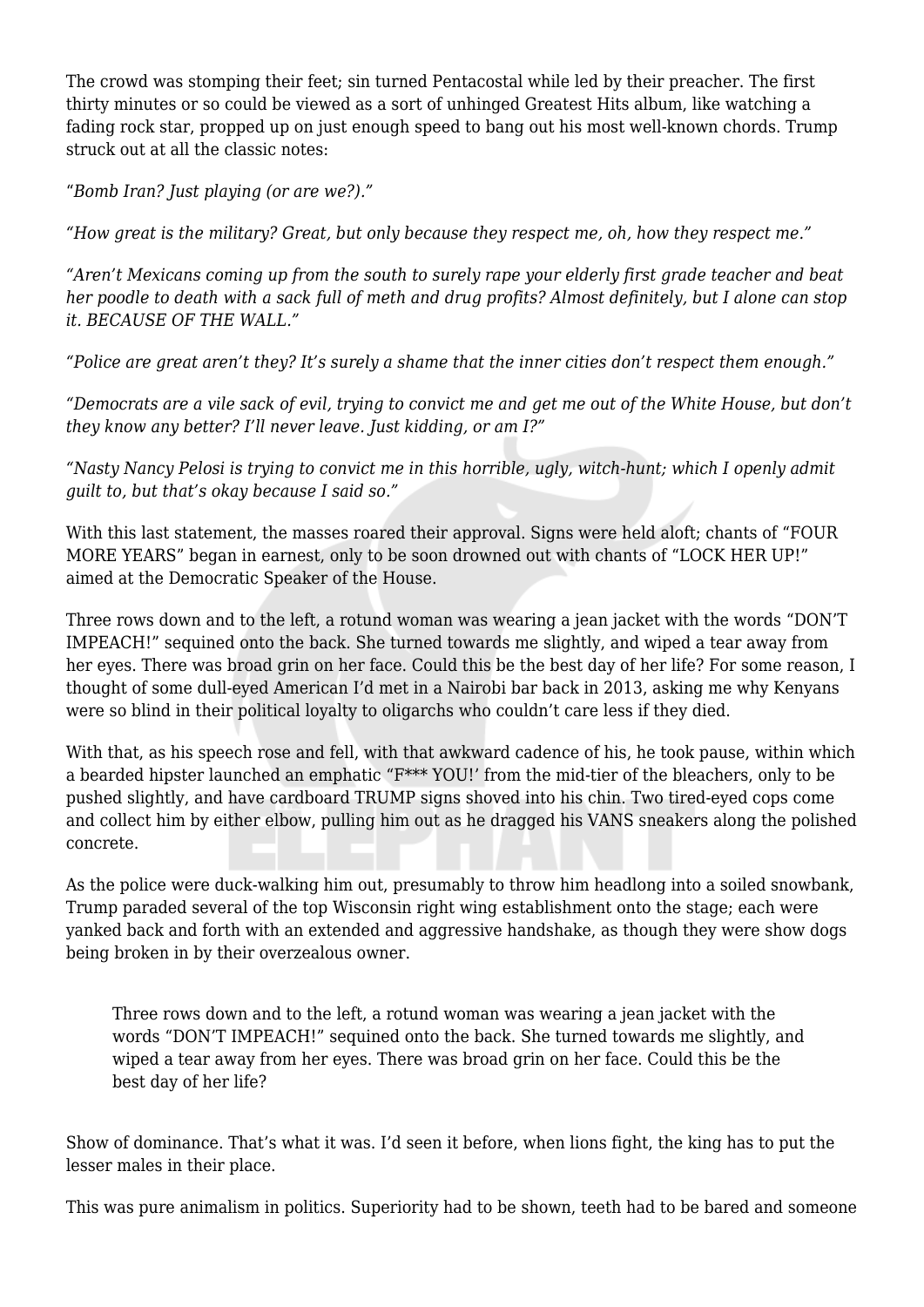The crowd was stomping their feet; sin turned Pentacostal while led by their preacher. The first thirty minutes or so could be viewed as a sort of unhinged Greatest Hits album, like watching a fading rock star, propped up on just enough speed to bang out his most well-known chords. Trump struck out at all the classic notes:

"*Bomb Iran? Just playing (or are we?).*"

*"How great is the military? Great, but only because they respect me, oh, how they respect me."*

*"Aren't Mexicans coming up from the south to surely rape your elderly first grade teacher and beat her poodle to death with a sack full of meth and drug profits? Almost definitely, but I alone can stop it. BECAUSE OF THE WALL."*

*"Police are great aren't they? It's surely a shame that the inner cities don't respect them enough."*

*"Democrats are a vile sack of evil, trying to convict me and get me out of the White House, but don't they know any better? I'll never leave. Just kidding, or am I?"*

*"Nasty Nancy Pelosi is trying to convict me in this horrible, ugly, witch-hunt; which I openly admit guilt to, but that's okay because I said so."*

With this last statement, the masses roared their approval. Signs were held aloft; chants of "FOUR MORE YEARS" began in earnest, only to be soon drowned out with chants of "LOCK HER UP!" aimed at the Democratic Speaker of the House.

Three rows down and to the left, a rotund woman was wearing a jean jacket with the words "DON'T IMPEACH!" sequined onto the back. She turned towards me slightly, and wiped a tear away from her eyes. There was broad grin on her face. Could this be the best day of her life? For some reason, I thought of some dull-eyed American I'd met in a Nairobi bar back in 2013, asking me why Kenyans were so blind in their political loyalty to oligarchs who couldn't care less if they died.

With that, as his speech rose and fell, with that awkward cadence of his, he took pause, within which a bearded hipster launched an emphatic "F*** YOU!' from the mid-tier of the bleachers, only to be pushed slightly, and have cardboard TRUMP signs shoved into his chin. Two tired-eyed cops come and collect him by either elbow, pulling him out as he dragged his VANS sneakers along the polished concrete.

As the police were duck-walking him out, presumably to throw him headlong into a soiled snowbank, Trump paraded several of the top Wisconsin right wing establishment onto the stage; each were yanked back and forth with an extended and aggressive handshake, as though they were show dogs being broken in by their overzealous owner.

> Three rows down and to the left, a rotund woman was wearing a jean jacket with the words "DON'T IMPEACH!" sequined onto the back. She turned towards me slightly, and wiped a tear away from her eyes. There was broad grin on her face. Could this be the best day of her life?

Show of dominance. That's what it was. I'd seen it before, when lions fight, the king has to put the lesser males in their place.

This was pure animalism in politics. Superiority had to be shown, teeth had to be bared and someone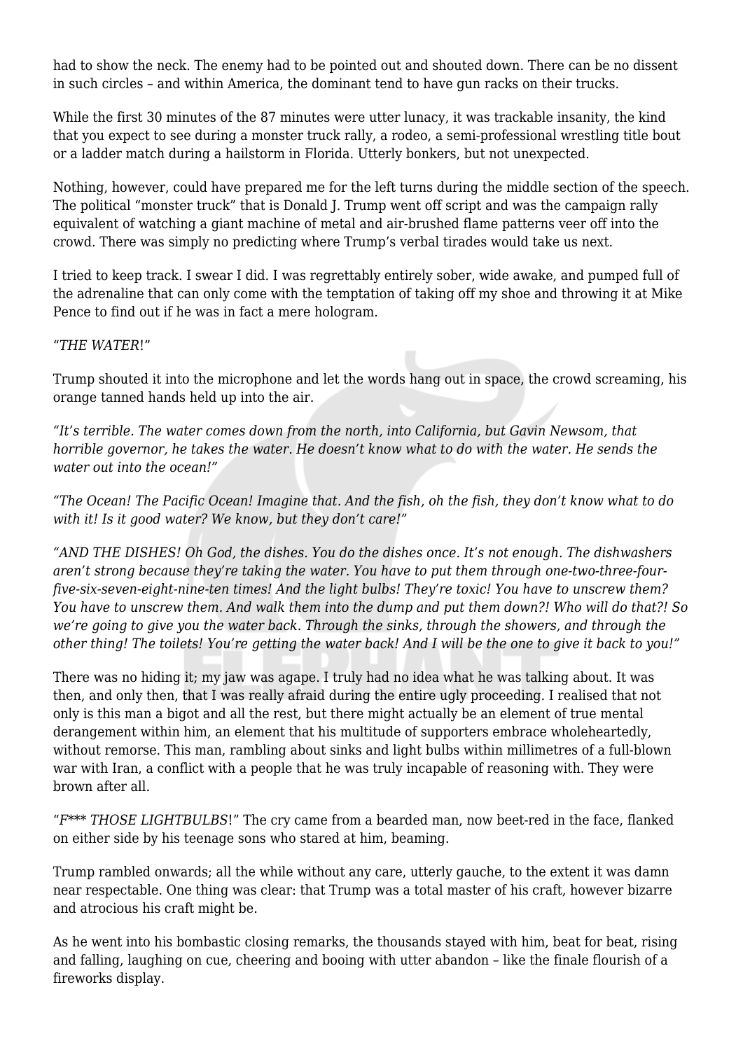had to show the neck. The enemy had to be pointed out and shouted down. There can be no dissent in such circles – and within America, the dominant tend to have gun racks on their trucks.

While the first 30 minutes of the 87 minutes were utter lunacy, it was trackable insanity, the kind that you expect to see during a monster truck rally, a rodeo, a semi-professional wrestling title bout or a ladder match during a hailstorm in Florida. Utterly bonkers, but not unexpected.

Nothing, however, could have prepared me for the left turns during the middle section of the speech. The political "monster truck" that is Donald J. Trump went off script and was the campaign rally equivalent of watching a giant machine of metal and air-brushed flame patterns veer off into the crowd. There was simply no predicting where Trump's verbal tirades would take us next.

I tried to keep track. I swear I did. I was regrettably entirely sober, wide awake, and pumped full of the adrenaline that can only come with the temptation of taking off my shoe and throwing it at Mike Pence to find out if he was in fact a mere hologram.

"*THE WATER*!"

Trump shouted it into the microphone and let the words hang out in space, the crowd screaming, his orange tanned hands held up into the air.

*"It's terrible. The water comes down from the north, into California, but Gavin Newsom, that horrible governor, he takes the water. He doesn't know what to do with the water. He sends the water out into the ocean!"*

*"The Ocean! The Pacific Ocean! Imagine that. And the fish, oh the fish, they don't know what to do with it! Is it good water? We know, but they don't care!"*

*"AND THE DISHES! Oh God, the dishes. You do the dishes once. It's not enough. The dishwashers aren't strong because they're taking the water. You have to put them through one-two-three-four-five-six-seven-eight-nine-ten times! And the light bulbs! They're toxic! You have to unscrew them? You have to unscrew them. And walk them into the dump and put them down?! Who will do that?! So we're going to give you the water back. Through the sinks, through the showers, and through the other thing! The toilets! You're getting the water back! And I will be the one to give it back to you!"*

There was no hiding it; my jaw was agape. I truly had no idea what he was talking about. It was then, and only then, that I was really afraid during the entire ugly proceeding. I realised that not only is this man a bigot and all the rest, but there might actually be an element of true mental derangement within him, an element that his multitude of supporters embrace wholeheartedly, without remorse. This man, rambling about sinks and light bulbs within millimetres of a full-blown war with Iran, a conflict with a people that he was truly incapable of reasoning with. They were brown after all.

"*F\*\*\* THOSE LIGHTBULBS*!" The cry came from a bearded man, now beet-red in the face, flanked on either side by his teenage sons who stared at him, beaming.

Trump rambled onwards; all the while without any care, utterly gauche, to the extent it was damn near respectable. One thing was clear: that Trump was a total master of his craft, however bizarre and atrocious his craft might be.

As he went into his bombastic closing remarks, the thousands stayed with him, beat for beat, rising and falling, laughing on cue, cheering and booing with utter abandon – like the finale flourish of a fireworks display.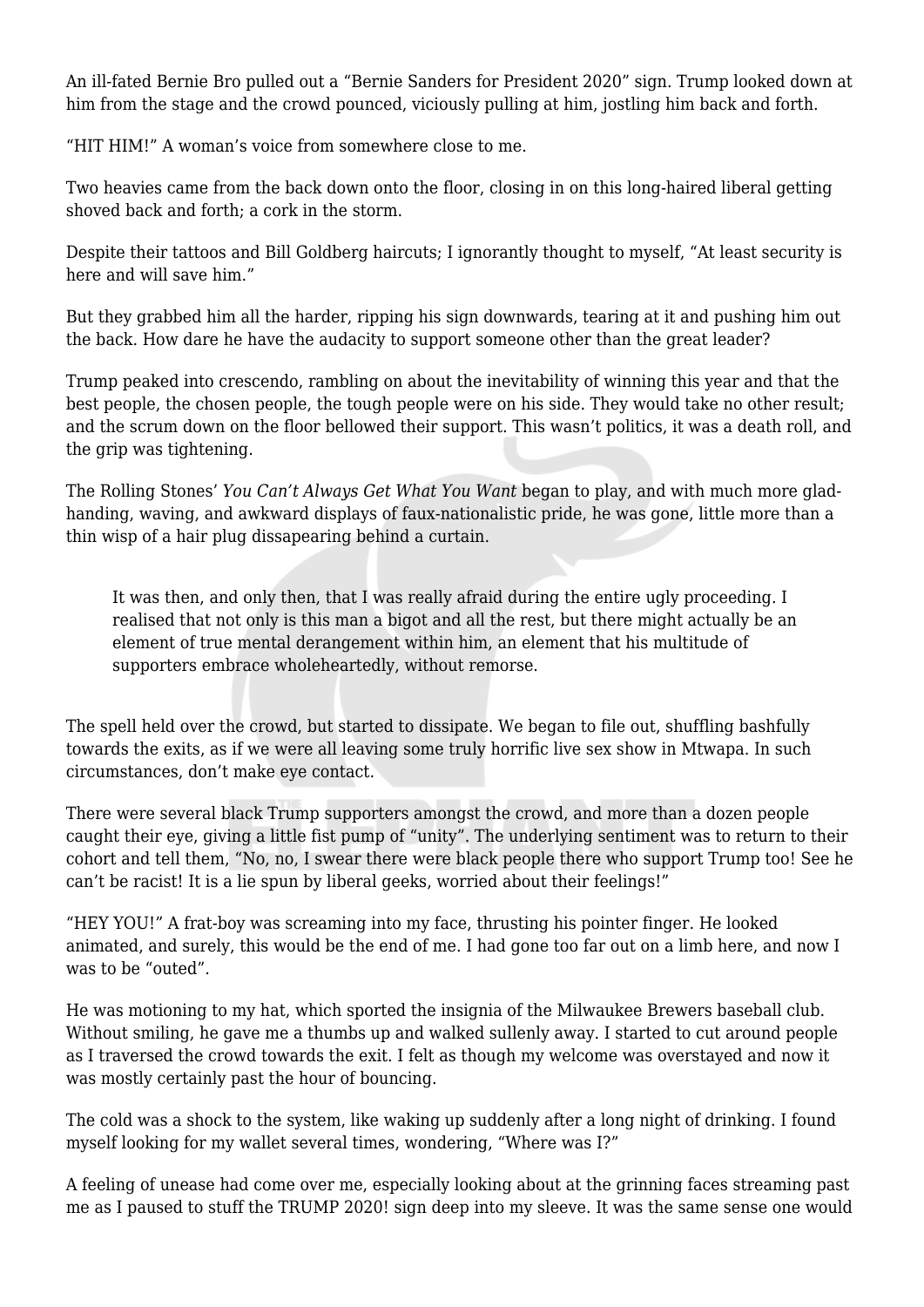An ill-fated Bernie Bro pulled out a "Bernie Sanders for President 2020" sign. Trump looked down at him from the stage and the crowd pounced, viciously pulling at him, jostling him back and forth.

"HIT HIM!" A woman's voice from somewhere close to me.

Two heavies came from the back down onto the floor, closing in on this long-haired liberal getting shoved back and forth; a cork in the storm.

Despite their tattoos and Bill Goldberg haircuts; I ignorantly thought to myself, "At least security is here and will save him."

But they grabbed him all the harder, ripping his sign downwards, tearing at it and pushing him out the back. How dare he have the audacity to support someone other than the great leader?

Trump peaked into crescendo, rambling on about the inevitability of winning this year and that the best people, the chosen people, the tough people were on his side. They would take no other result; and the scrum down on the floor bellowed their support. This wasn't politics, it was a death roll, and the grip was tightening.

The Rolling Stones' *You Can't Always Get What You Want* began to play, and with much more glad-handing, waving, and awkward displays of faux-nationalistic pride, he was gone, little more than a thin wisp of a hair plug dissapearing behind a curtain.

> It was then, and only then, that I was really afraid during the entire ugly proceeding. I realised that not only is this man a bigot and all the rest, but there might actually be an element of true mental derangement within him, an element that his multitude of supporters embrace wholeheartedly, without remorse.

The spell held over the crowd, but started to dissipate. We began to file out, shuffling bashfully towards the exits, as if we were all leaving some truly horrific live sex show in Mtwapa. In such circumstances, don't make eye contact.

There were several black Trump supporters amongst the crowd, and more than a dozen people caught their eye, giving a little fist pump of "unity". The underlying sentiment was to return to their cohort and tell them, "No, no, I swear there were black people there who support Trump too! See he can't be racist! It is a lie spun by liberal geeks, worried about their feelings!"

"HEY YOU!" A frat-boy was screaming into my face, thrusting his pointer finger. He looked animated, and surely, this would be the end of me. I had gone too far out on a limb here, and now I was to be "outed".

He was motioning to my hat, which sported the insignia of the Milwaukee Brewers baseball club. Without smiling, he gave me a thumbs up and walked sullenly away. I started to cut around people as I traversed the crowd towards the exit. I felt as though my welcome was overstayed and now it was mostly certainly past the hour of bouncing.

The cold was a shock to the system, like waking up suddenly after a long night of drinking. I found myself looking for my wallet several times, wondering, "Where was I?"

A feeling of unease had come over me, especially looking about at the grinning faces streaming past me as I paused to stuff the TRUMP 2020! sign deep into my sleeve. It was the same sense one would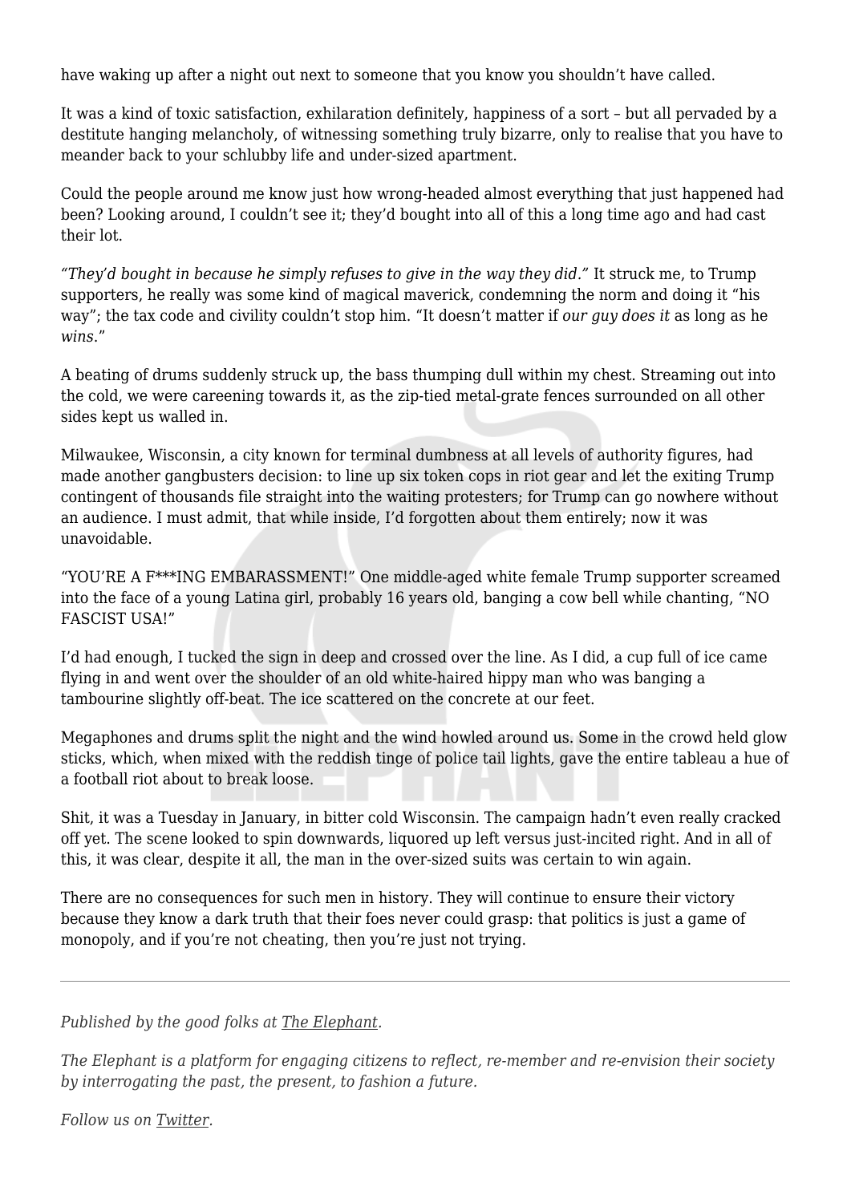have waking up after a night out next to someone that you know you shouldn't have called.

It was a kind of toxic satisfaction, exhilaration definitely, happiness of a sort – but all pervaded by a destitute hanging melancholy, of witnessing something truly bizarre, only to realise that you have to meander back to your schlubby life and under-sized apartment.

Could the people around me know just how wrong-headed almost everything that just happened had been? Looking around, I couldn't see it; they'd bought into all of this a long time ago and had cast their lot.

*"They'd bought in because he simply refuses to give in the way they did."* It struck me, to Trump supporters, he really was some kind of magical maverick, condemning the norm and doing it "his way"; the tax code and civility couldn't stop him. "It doesn't matter if *our guy does it* as long as he *wins*."

A beating of drums suddenly struck up, the bass thumping dull within my chest. Streaming out into the cold, we were careening towards it, as the zip-tied metal-grate fences surrounded on all other sides kept us walled in.

Milwaukee, Wisconsin, a city known for terminal dumbness at all levels of authority figures, had made another gangbusters decision: to line up six token cops in riot gear and let the exiting Trump contingent of thousands file straight into the waiting protesters; for Trump can go nowhere without an audience. I must admit, that while inside, I'd forgotten about them entirely; now it was unavoidable.

"YOU'RE A F***ING EMBARASSMENT!" One middle-aged white female Trump supporter screamed into the face of a young Latina girl, probably 16 years old, banging a cow bell while chanting, "NO FASCIST USA!"

I'd had enough, I tucked the sign in deep and crossed over the line. As I did, a cup full of ice came flying in and went over the shoulder of an old white-haired hippy man who was banging a tambourine slightly off-beat. The ice scattered on the concrete at our feet.

Megaphones and drums split the night and the wind howled around us. Some in the crowd held glow sticks, which, when mixed with the reddish tinge of police tail lights, gave the entire tableau a hue of a football riot about to break loose.

Shit, it was a Tuesday in January, in bitter cold Wisconsin. The campaign hadn't even really cracked off yet. The scene looked to spin downwards, liquored up left versus just-incited right. And in all of this, it was clear, despite it all, the man in the over-sized suits was certain to win again.

There are no consequences for such men in history. They will continue to ensure their victory because they know a dark truth that their foes never could grasp: that politics is just a game of monopoly, and if you're not cheating, then you're just not trying.

---

*Published by the good folks at [The Elephant](#).*

*The Elephant is a platform for engaging citizens to reflect, re-member and re-envision their society by interrogating the past, the present, to fashion a future.*

*Follow us on [Twitter](#).*